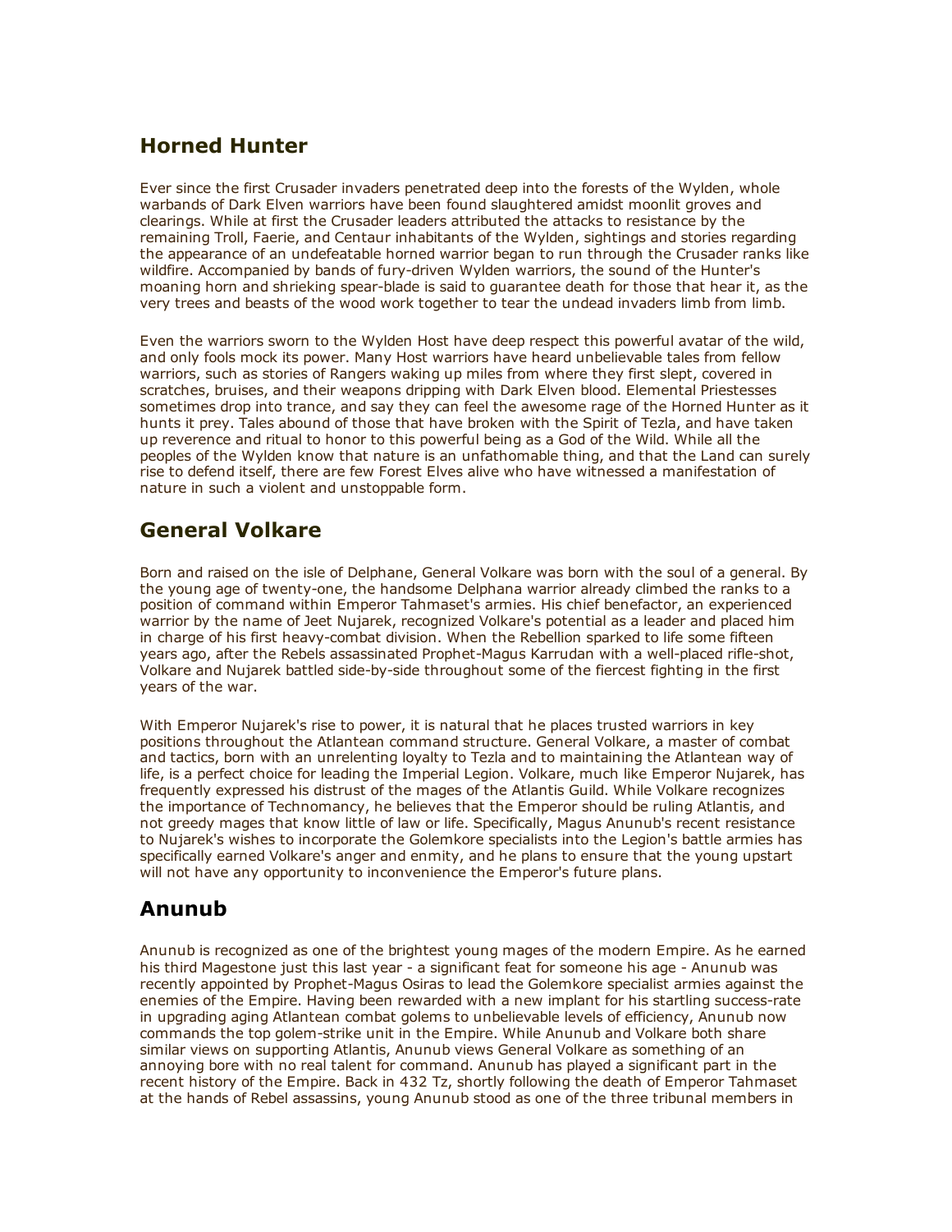## Horned Hunter

Ever since the first Crusader invaders penetrated deep into the forests of the Wylden, whole warbands of Dark Elven warriors have been found slaughtered amidst moonlit groves and clearings. While at first the Crusader leaders attributed the attacks to resistance by the remaining Troll, Faerie, and Centaur inhabitants of the Wylden, sightings and stories regarding the appearance of an undefeatable horned warrior began to run through the Crusader ranks like wildfire. Accompanied by bands of fury-driven Wylden warriors, the sound of the Hunter's moaning horn and shrieking spear-blade is said to guarantee death for those that hear it, as the very trees and beasts of the wood work together to tear the undead invaders limb from limb.

Even the warriors sworn to the Wylden Host have deep respect this powerful avatar of the wild, and only fools mock its power. Many Host warriors have heard unbelievable tales from fellow warriors, such as stories of Rangers waking up miles from where they first slept, covered in scratches, bruises, and their weapons dripping with Dark Elven blood. Elemental Priestesses sometimes drop into trance, and say they can feel the awesome rage of the Horned Hunter as it hunts it prey. Tales abound of those that have broken with the Spirit of Tezla, and have taken up reverence and ritual to honor to this powerful being as a God of the Wild. While all the peoples of the Wylden know that nature is an unfathomable thing, and that the Land can surely rise to defend itself, there are few Forest Elves alive who have witnessed a manifestation of nature in such a violent and unstoppable form.

## General Volkare

Born and raised on the isle of Delphane, General Volkare was born with the soul of a general. By the young age of twenty-one, the handsome Delphana warrior already climbed the ranks to a position of command within Emperor Tahmaset's armies. His chief benefactor, an experienced warrior by the name of Jeet Nujarek, recognized Volkare's potential as a leader and placed him in charge of his first heavy-combat division. When the Rebellion sparked to life some fifteen years ago, after the Rebels assassinated Prophet-Magus Karrudan with a well-placed rifle-shot, Volkare and Nujarek battled side-by-side throughout some of the fiercest fighting in the first years of the war.

With Emperor Nujarek's rise to power, it is natural that he places trusted warriors in key positions throughout the Atlantean command structure. General Volkare, a master of combat and tactics, born with an unrelenting loyalty to Tezla and to maintaining the Atlantean way of life, is a perfect choice for leading the Imperial Legion. Volkare, much like Emperor Nujarek, has frequently expressed his distrust of the mages of the Atlantis Guild. While Volkare recognizes the importance of Technomancy, he believes that the Emperor should be ruling Atlantis, and not greedy mages that know little of law or life. Specifically, Magus Anunub's recent resistance to Nujarek's wishes to incorporate the Golemkore specialists into the Legion's battle armies has specifically earned Volkare's anger and enmity, and he plans to ensure that the young upstart will not have any opportunity to inconvenience the Emperor's future plans.

## Anunub

Anunub is recognized as one of the brightest young mages of the modern Empire. As he earned his third Magestone just this last year - a significant feat for someone his age - Anunub was recently appointed by Prophet-Magus Osiras to lead the Golemkore specialist armies against the enemies of the Empire. Having been rewarded with a new implant for his startling success-rate in upgrading aging Atlantean combat golems to unbelievable levels of efficiency, Anunub now commands the top golem-strike unit in the Empire. While Anunub and Volkare both share similar views on supporting Atlantis, Anunub views General Volkare as something of an annoying bore with no real talent for command. Anunub has played a significant part in the recent history of the Empire. Back in 432 Tz, shortly following the death of Emperor Tahmaset at the hands of Rebel assassins, young Anunub stood as one of the three tribunal members in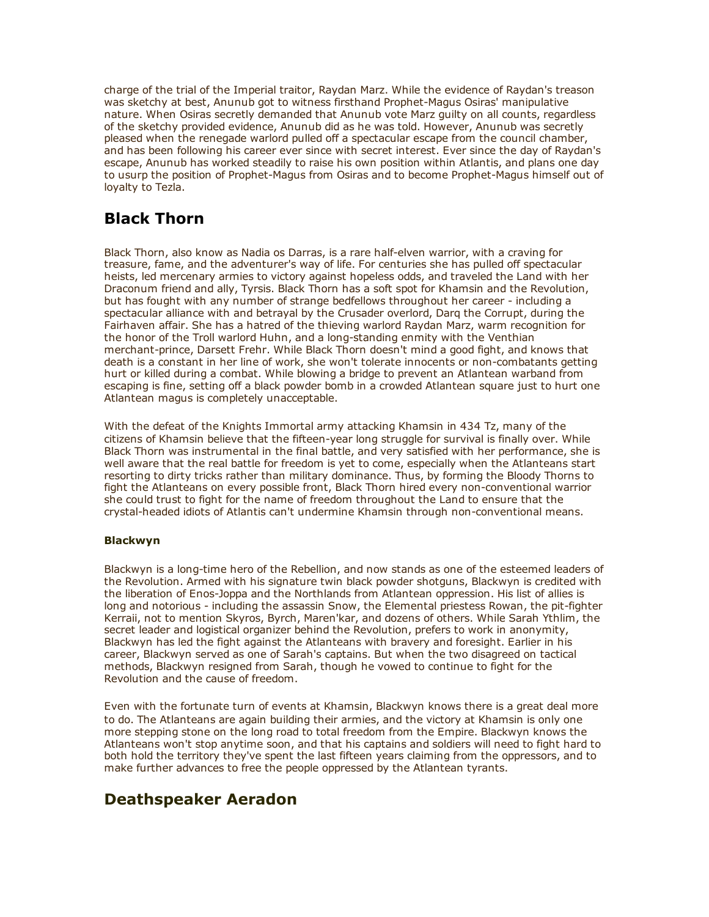charge of the trial of the Imperial traitor, Raydan Marz. While the evidence of Raydan's treason was sketchy at best, Anunub got to witness firsthand Prophet-Magus Osiras' manipulative nature. When Osiras secretly demanded that Anunub vote Marz guilty on all counts, regardless of the sketchy provided evidence, Anunub did as he was told. However, Anunub was secretly pleased when the renegade warlord pulled off a spectacular escape from the council chamber, and has been following his career ever since with secret interest. Ever since the day of Raydan's escape, Anunub has worked steadily to raise his own position within Atlantis, and plans one day to usurp the position of Prophet-Magus from Osiras and to become Prophet-Magus himself out of loyalty to Tezla.

## Black Thorn

Black Thorn, also know as Nadia os Darras, is a rare half-elven warrior, with a craving for treasure, fame, and the adventurer's way of life. For centuries she has pulled off spectacular heists, led mercenary armies to victory against hopeless odds, and traveled the Land with her Draconum friend and ally, Tyrsis. Black Thorn has a soft spot for Khamsin and the Revolution, but has fought with any number of strange bedfellows throughout her career - including a spectacular alliance with and betrayal by the Crusader overlord, Darq the Corrupt, during the Fairhaven affair. She has a hatred of the thieving warlord Raydan Marz, warm recognition for the honor of the Troll warlord Huhn, and a long-standing enmity with the Venthian merchant-prince, Darsett Frehr. While Black Thorn doesn't mind a good fight, and knows that death is a constant in her line of work, she won't tolerate innocents or non-combatants getting hurt or killed during a combat. While blowing a bridge to prevent an Atlantean warband from escaping is fine, setting off a black powder bomb in a crowded Atlantean square just to hurt one Atlantean magus is completely unacceptable.

With the defeat of the Knights Immortal army attacking Khamsin in 434 Tz, many of the citizens of Khamsin believe that the fifteen-year long struggle for survival is finally over. While Black Thorn was instrumental in the final battle, and very satisfied with her performance, she is well aware that the real battle for freedom is yet to come, especially when the Atlanteans start resorting to dirty tricks rather than military dominance. Thus, by forming the Bloody Thorns to fight the Atlanteans on every possible front, Black Thorn hired every non-conventional warrior she could trust to fight for the name of freedom throughout the Land to ensure that the crystal-headed idiots of Atlantis can't undermine Khamsin through non-conventional means.

#### Blackwyn

Blackwyn is a long-time hero of the Rebellion, and now stands as one of the esteemed leaders of the Revolution. Armed with his signature twin black powder shotguns, Blackwyn is credited with the liberation of Enos-Joppa and the Northlands from Atlantean oppression. His list of allies is long and notorious - including the assassin Snow, the Elemental priestess Rowan, the pit-fighter Kerraii, not to mention Skyros, Byrch, Maren'kar, and dozens of others. While Sarah Ythlim, the secret leader and logistical organizer behind the Revolution, prefers to work in anonymity, Blackwyn has led the fight against the Atlanteans with bravery and foresight. Earlier in his career, Blackwyn served as one of Sarah's captains. But when the two disagreed on tactical methods, Blackwyn resigned from Sarah, though he vowed to continue to fight for the Revolution and the cause of freedom.

Even with the fortunate turn of events at Khamsin, Blackwyn knows there is a great deal more to do. The Atlanteans are again building their armies, and the victory at Khamsin is only one more stepping stone on the long road to total freedom from the Empire. Blackwyn knows the Atlanteans won't stop anytime soon, and that his captains and soldiers will need to fight hard to both hold the territory they've spent the last fifteen years claiming from the oppressors, and to make further advances to free the people oppressed by the Atlantean tyrants.

## Deathspeaker Aeradon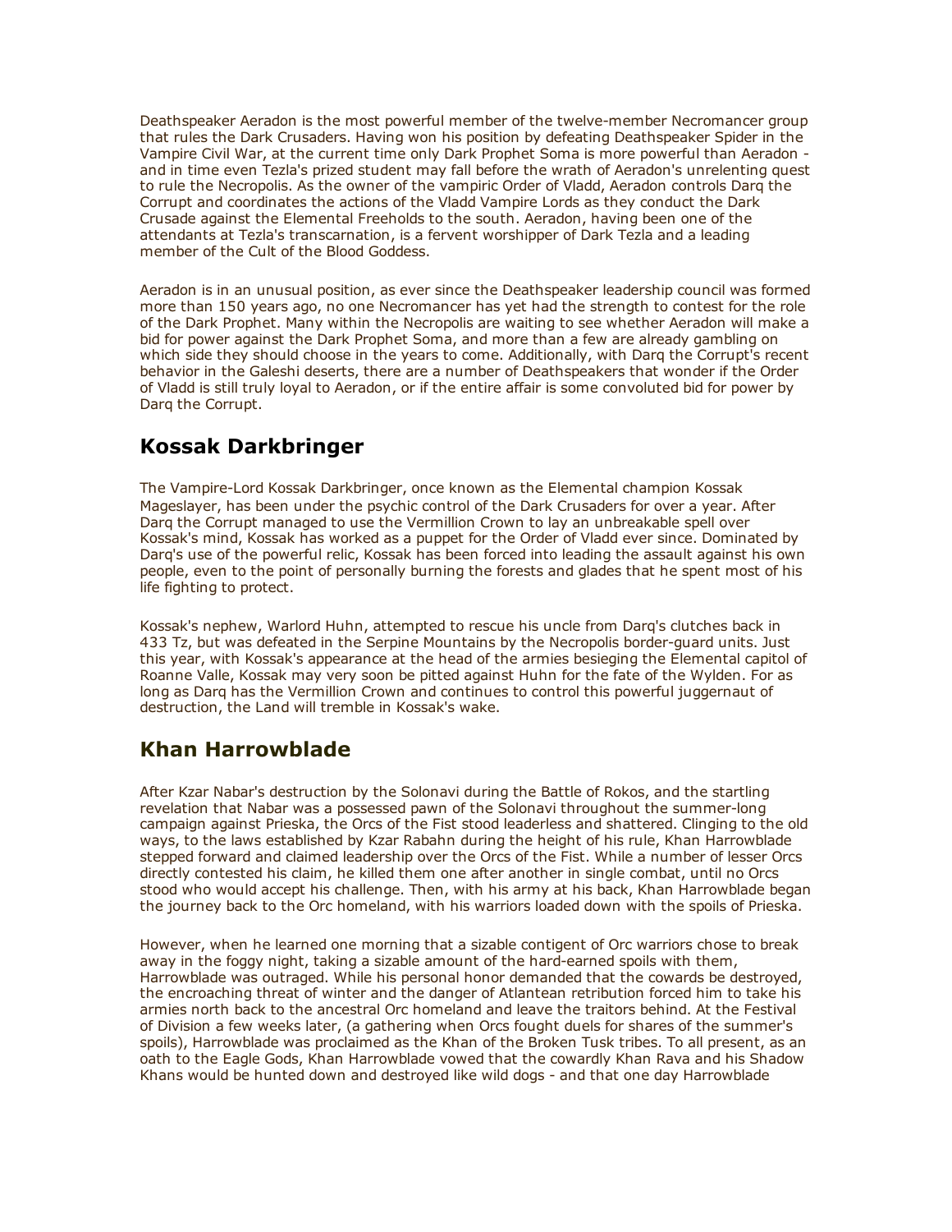Deathspeaker Aeradon is the most powerful member of the twelve-member Necromancer group that rules the Dark Crusaders. Having won his position by defeating Deathspeaker Spider in the Vampire Civil War, at the current time only Dark Prophet Soma is more powerful than Aeradon - and in time even Tezla's prized student may fall before the wrath of Aeradon's unrelenting quest to rule the Necropolis. As the owner of the vampiric Order of Vladd, Aeradon controls Darq the Corrupt and coordinates the actions of the Vladd Vampire Lords as they conduct the Dark Crusade against the Elemental Freeholds to the south. Aeradon, having been one of the attendants at Tezla's transcarnation, is a fervent worshipper of Dark Tezla and a leading member of the Cult of the Blood Goddess.

Aeradon is in an unusual position, as ever since the Deathspeaker leadership council was formed more than 150 years ago, no one Necromancer has yet had the strength to contest for the role of the Dark Prophet. Many within the Necropolis are waiting to see whether Aeradon will make a bid for power against the Dark Prophet Soma, and more than a few are already gambling on which side they should choose in the years to come. Additionally, with Darq the Corrupt's recent behavior in the Galeshi deserts, there are a number of Deathspeakers that wonder if the Order of Vladd is still truly loyal to Aeradon, or if the entire affair is some convoluted bid for power by Darq the Corrupt.

## Kossak Darkbringer

The Vampire-Lord Kossak Darkbringer, once known as the Elemental champion Kossak Mageslayer, has been under the psychic control of the Dark Crusaders for over a year. After Darq the Corrupt managed to use the Vermillion Crown to lay an unbreakable spell over Kossak's mind, Kossak has worked as a puppet for the Order of Vladd ever since. Dominated by Darq's use of the powerful relic, Kossak has been forced into leading the assault against his own people, even to the point of personally burning the forests and glades that he spent most of his life fighting to protect.

Kossak's nephew, Warlord Huhn, attempted to rescue his uncle from Darq's clutches back in 433 Tz, but was defeated in the Serpine Mountains by the Necropolis border-guard units. Just this year, with Kossak's appearance at the head of the armies besieging the Elemental capitol of Roanne Valle, Kossak may very soon be pitted against Huhn for the fate of the Wylden. For as long as Darq has the Vermillion Crown and continues to control this powerful juggernaut of destruction, the Land will tremble in Kossak's wake.

## Khan Harrowblade

After Kzar Nabar's destruction by the Solonavi during the Battle of Rokos, and the startling revelation that Nabar was a possessed pawn of the Solonavi throughout the summer-long campaign against Prieska, the Orcs of the Fist stood leaderless and shattered. Clinging to the old ways, to the laws established by Kzar Rabahn during the height of his rule, Khan Harrowblade stepped forward and claimed leadership over the Orcs of the Fist. While a number of lesser Orcs directly contested his claim, he killed them one after another in single combat, until no Orcs stood who would accept his challenge. Then, with his army at his back, Khan Harrowblade began the journey back to the Orc homeland, with his warriors loaded down with the spoils of Prieska.

However, when he learned one morning that a sizable contigent of Orc warriors chose to break away in the foggy night, taking a sizable amount of the hard-earned spoils with them, Harrowblade was outraged. While his personal honor demanded that the cowards be destroyed, the encroaching threat of winter and the danger of Atlantean retribution forced him to take his armies north back to the ancestral Orc homeland and leave the traitors behind. At the Festival of Division a few weeks later, (a gathering when Orcs fought duels for shares of the summer's spoils), Harrowblade was proclaimed as the Khan of the Broken Tusk tribes. To all present, as an oath to the Eagle Gods, Khan Harrowblade vowed that the cowardly Khan Rava and his Shadow Khans would be hunted down and destroyed like wild dogs - and that one day Harrowblade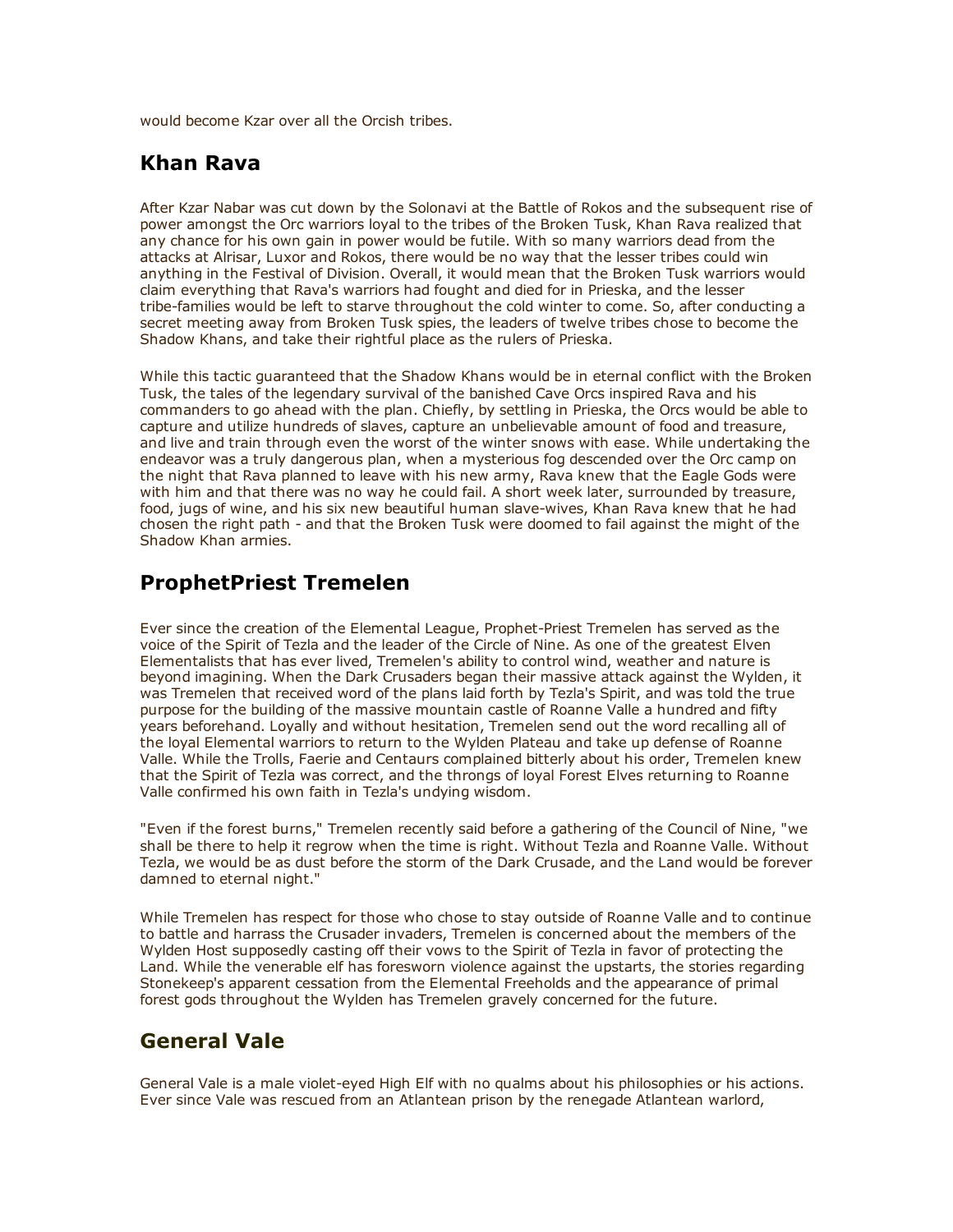would become Kzar over all the Orcish tribes.

## Khan Rava

After Kzar Nabar was cut down by the Solonavi at the Battle of Rokos and the subsequent rise of power amongst the Orc warriors loyal to the tribes of the Broken Tusk, Khan Rava realized that any chance for his own gain in power would be futile. With so many warriors dead from the attacks at Alrisar, Luxor and Rokos, there would be no way that the lesser tribes could win anything in the Festival of Division. Overall, it would mean that the Broken Tusk warriors would claim everything that Rava's warriors had fought and died for in Prieska, and the lesser tribe-families would be left to starve throughout the cold winter to come. So, after conducting a secret meeting away from Broken Tusk spies, the leaders of twelve tribes chose to become the Shadow Khans, and take their rightful place as the rulers of Prieska.

While this tactic guaranteed that the Shadow Khans would be in eternal conflict with the Broken Tusk, the tales of the legendary survival of the banished Cave Orcs inspired Rava and his commanders to go ahead with the plan. Chiefly, by settling in Prieska, the Orcs would be able to capture and utilize hundreds of slaves, capture an unbelievable amount of food and treasure, and live and train through even the worst of the winter snows with ease. While undertaking the endeavor was a truly dangerous plan, when a mysterious fog descended over the Orc camp on the night that Rava planned to leave with his new army, Rava knew that the Eagle Gods were with him and that there was no way he could fail. A short week later, surrounded by treasure, food, jugs of wine, and his six new beautiful human slave-wives, Khan Rava knew that he had chosen the right path - and that the Broken Tusk were doomed to fail against the might of the Shadow Khan armies.

## ProphetPriest Tremelen

Ever since the creation of the Elemental League, Prophet-Priest Tremelen has served as the voice of the Spirit of Tezla and the leader of the Circle of Nine. As one of the greatest Elven Elementalists that has ever lived, Tremelen's ability to control wind, weather and nature is beyond imagining. When the Dark Crusaders began their massive attack against the Wylden, it was Tremelen that received word of the plans laid forth by Tezla's Spirit, and was told the true purpose for the building of the massive mountain castle of Roanne Valle a hundred and fifty years beforehand. Loyally and without hesitation, Tremelen send out the word recalling all of the loyal Elemental warriors to return to the Wylden Plateau and take up defense of Roanne Valle. While the Trolls, Faerie and Centaurs complained bitterly about his order, Tremelen knew that the Spirit of Tezla was correct, and the throngs of loyal Forest Elves returning to Roanne Valle confirmed his own faith in Tezla's undying wisdom.

"Even if the forest burns," Tremelen recently said before a gathering of the Council of Nine, "we shall be there to help it regrow when the time is right. Without Tezla and Roanne Valle. Without Tezla, we would be as dust before the storm of the Dark Crusade, and the Land would be forever damned to eternal night."

While Tremelen has respect for those who chose to stay outside of Roanne Valle and to continue to battle and harrass the Crusader invaders, Tremelen is concerned about the members of the Wylden Host supposedly casting off their vows to the Spirit of Tezla in favor of protecting the Land. While the venerable elf has foresworn violence against the upstarts, the stories regarding Stonekeep's apparent cessation from the Elemental Freeholds and the appearance of primal forest gods throughout the Wylden has Tremelen gravely concerned for the future.

## General Vale

General Vale is a male violet-eyed High Elf with no qualms about his philosophies or his actions. Ever since Vale was rescued from an Atlantean prison by the renegade Atlantean warlord,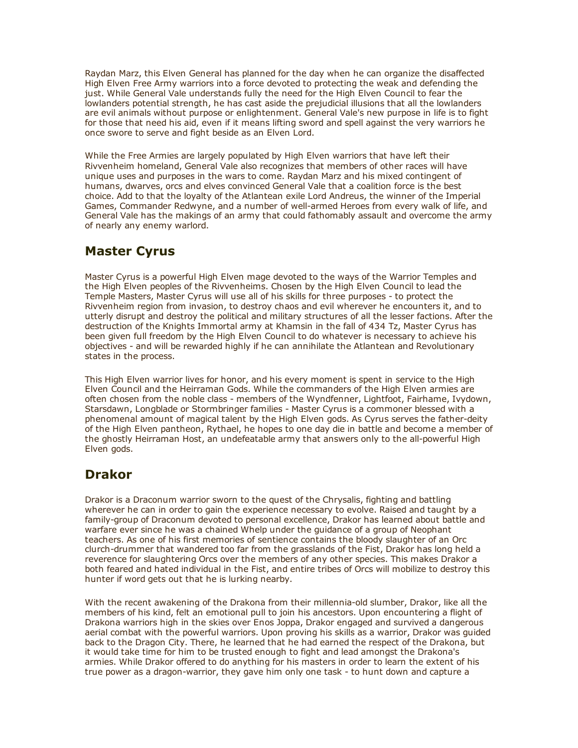Raydan Marz, this Elven General has planned for the day when he can organize the disaffected High Elven Free Army warriors into a force devoted to protecting the weak and defending the just. While General Vale understands fully the need for the High Elven Council to fear the lowlanders potential strength, he has cast aside the prejudicial illusions that all the lowlanders are evil animals without purpose or enlightenment. General Vale's new purpose in life is to fight for those that need his aid, even if it means lifting sword and spell against the very warriors he once swore to serve and fight beside as an Elven Lord.

While the Free Armies are largely populated by High Elven warriors that have left their Rivvenheim homeland, General Vale also recognizes that members of other races will have unique uses and purposes in the wars to come. Raydan Marz and his mixed contingent of humans, dwarves, orcs and elves convinced General Vale that a coalition force is the best choice. Add to that the loyalty of the Atlantean exile Lord Andreus, the winner of the Imperial Games, Commander Redwyne, and a number of well-armed Heroes from every walk of life, and General Vale has the makings of an army that could fathomably assault and overcome the army of nearly any enemy warlord.

## Master Cyrus

Master Cyrus is a powerful High Elven mage devoted to the ways of the Warrior Temples and the High Elven peoples of the Rivvenheims. Chosen by the High Elven Council to lead the Temple Masters, Master Cyrus will use all of his skills for three purposes - to protect the Rivvenheim region from invasion, to destroy chaos and evil wherever he encounters it, and to utterly disrupt and destroy the political and military structures of all the lesser factions. After the destruction of the Knights Immortal army at Khamsin in the fall of 434 Tz, Master Cyrus has been given full freedom by the High Elven Council to do whatever is necessary to achieve his objectives - and will be rewarded highly if he can annihilate the Atlantean and Revolutionary states in the process.

This High Elven warrior lives for honor, and his every moment is spent in service to the High Elven Council and the Heirraman Gods. While the commanders of the High Elven armies are often chosen from the noble class - members of the Wyndfenner, Lightfoot, Fairhame, Ivydown, Starsdawn, Longblade or Stormbringer families - Master Cyrus is a commoner blessed with a phenomenal amount of magical talent by the High Elven gods. As Cyrus serves the father-deity of the High Elven pantheon, Rythael, he hopes to one day die in battle and become a member of the ghostly Heirraman Host, an undefeatable army that answers only to the all-powerful High Elven gods.

## Drakor

Drakor is a Draconum warrior sworn to the quest of the Chrysalis, fighting and battling wherever he can in order to gain the experience necessary to evolve. Raised and taught by a family-group of Draconum devoted to personal excellence, Drakor has learned about battle and warfare ever since he was a chained Whelp under the guidance of a group of Neophant teachers. As one of his first memories of sentience contains the bloody slaughter of an Orc clurch-drummer that wandered too far from the grasslands of the Fist, Drakor has long held a reverence for slaughtering Orcs over the members of any other species. This makes Drakor a both feared and hated individual in the Fist, and entire tribes of Orcs will mobilize to destroy this hunter if word gets out that he is lurking nearby.

With the recent awakening of the Drakona from their millennia-old slumber, Drakor, like all the members of his kind, felt an emotional pull to join his ancestors. Upon encountering a flight of Drakona warriors high in the skies over Enos Joppa, Drakor engaged and survived a dangerous aerial combat with the powerful warriors. Upon proving his skills as a warrior, Drakor was guided back to the Dragon City. There, he learned that he had earned the respect of the Drakona, but it would take time for him to be trusted enough to fight and lead amongst the Drakona's armies. While Drakor offered to do anything for his masters in order to learn the extent of his true power as a dragon-warrior, they gave him only one task - to hunt down and capture a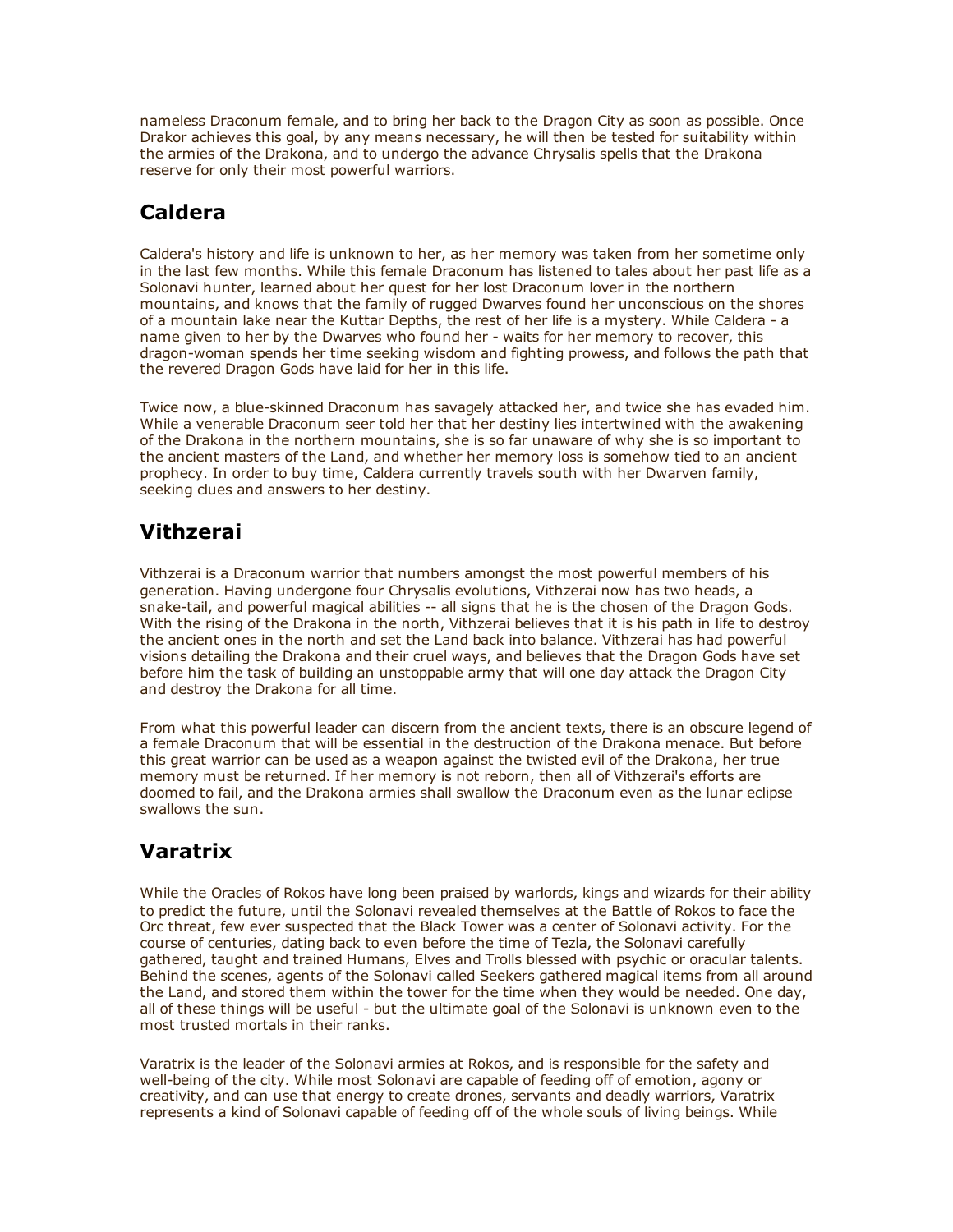nameless Draconum female, and to bring her back to the Dragon City as soon as possible. Once Drakor achieves this goal, by any means necessary, he will then be tested for suitability within the armies of the Drakona, and to undergo the advance Chrysalis spells that the Drakona reserve for only their most powerful warriors.

## Caldera

Caldera's history and life is unknown to her, as her memory was taken from her sometime only in the last few months. While this female Draconum has listened to tales about her past life as a Solonavi hunter, learned about her quest for her lost Draconum lover in the northern mountains, and knows that the family of rugged Dwarves found her unconscious on the shores of a mountain lake near the Kuttar Depths, the rest of her life is a mystery. While Caldera - a name given to her by the Dwarves who found her - waits for her memory to recover, this dragon-woman spends her time seeking wisdom and fighting prowess, and follows the path that the revered Dragon Gods have laid for her in this life.

Twice now, a blue-skinned Draconum has savagely attacked her, and twice she has evaded him. While a venerable Draconum seer told her that her destiny lies intertwined with the awakening of the Drakona in the northern mountains, she is so far unaware of why she is so important to the ancient masters of the Land, and whether her memory loss is somehow tied to an ancient prophecy. In order to buy time, Caldera currently travels south with her Dwarven family, seeking clues and answers to her destiny.

## Vithzerai

Vithzerai is a Draconum warrior that numbers amongst the most powerful members of his generation. Having undergone four Chrysalis evolutions, Vithzerai now has two heads, a snake-tail, and powerful magical abilities -- all signs that he is the chosen of the Dragon Gods. With the rising of the Drakona in the north, Vithzerai believes that it is his path in life to destroy the ancient ones in the north and set the Land back into balance. Vithzerai has had powerful visions detailing the Drakona and their cruel ways, and believes that the Dragon Gods have set before him the task of building an unstoppable army that will one day attack the Dragon City and destroy the Drakona for all time.

From what this powerful leader can discern from the ancient texts, there is an obscure legend of a female Draconum that will be essential in the destruction of the Drakona menace. But before this great warrior can be used as a weapon against the twisted evil of the Drakona, her true memory must be returned. If her memory is not reborn, then all of Vithzerai's efforts are doomed to fail, and the Drakona armies shall swallow the Draconum even as the lunar eclipse swallows the sun.

## Varatrix

While the Oracles of Rokos have long been praised by warlords, kings and wizards for their ability to predict the future, until the Solonavi revealed themselves at the Battle of Rokos to face the Orc threat, few ever suspected that the Black Tower was a center of Solonavi activity. For the course of centuries, dating back to even before the time of Tezla, the Solonavi carefully gathered, taught and trained Humans, Elves and Trolls blessed with psychic or oracular talents. Behind the scenes, agents of the Solonavi called Seekers gathered magical items from all around the Land, and stored them within the tower for the time when they would be needed. One day, all of these things will be useful - but the ultimate goal of the Solonavi is unknown even to the most trusted mortals in their ranks.

Varatrix is the leader of the Solonavi armies at Rokos, and is responsible for the safety and well-being of the city. While most Solonavi are capable of feeding off of emotion, agony or creativity, and can use that energy to create drones, servants and deadly warriors, Varatrix represents a kind of Solonavi capable of feeding off of the whole souls of living beings. While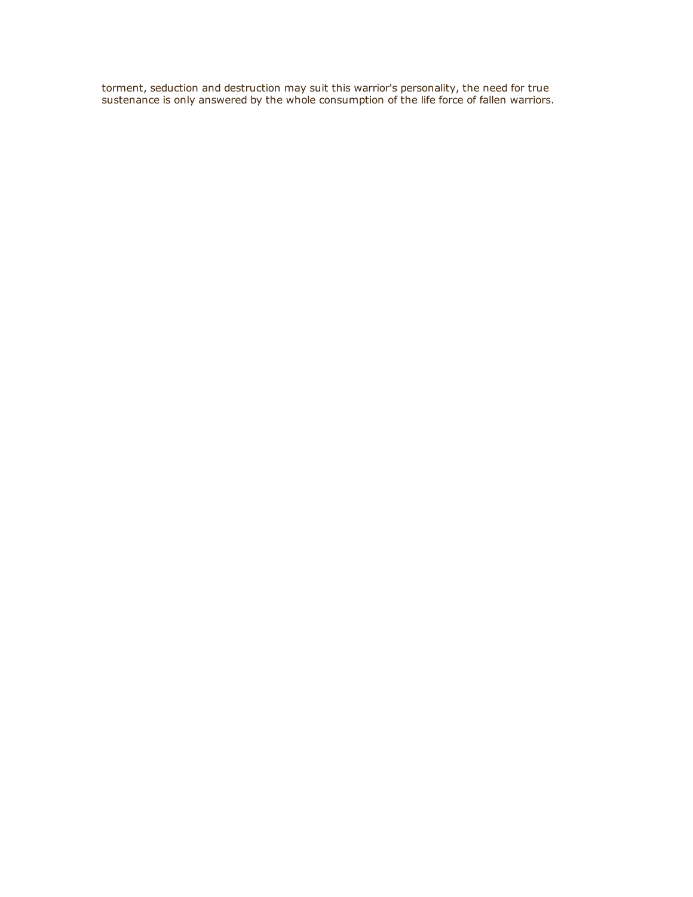torment, seduction and destruction may suit this warrior's personality, the need for true sustenance is only answered by the whole consumption of the life force of fallen warriors.